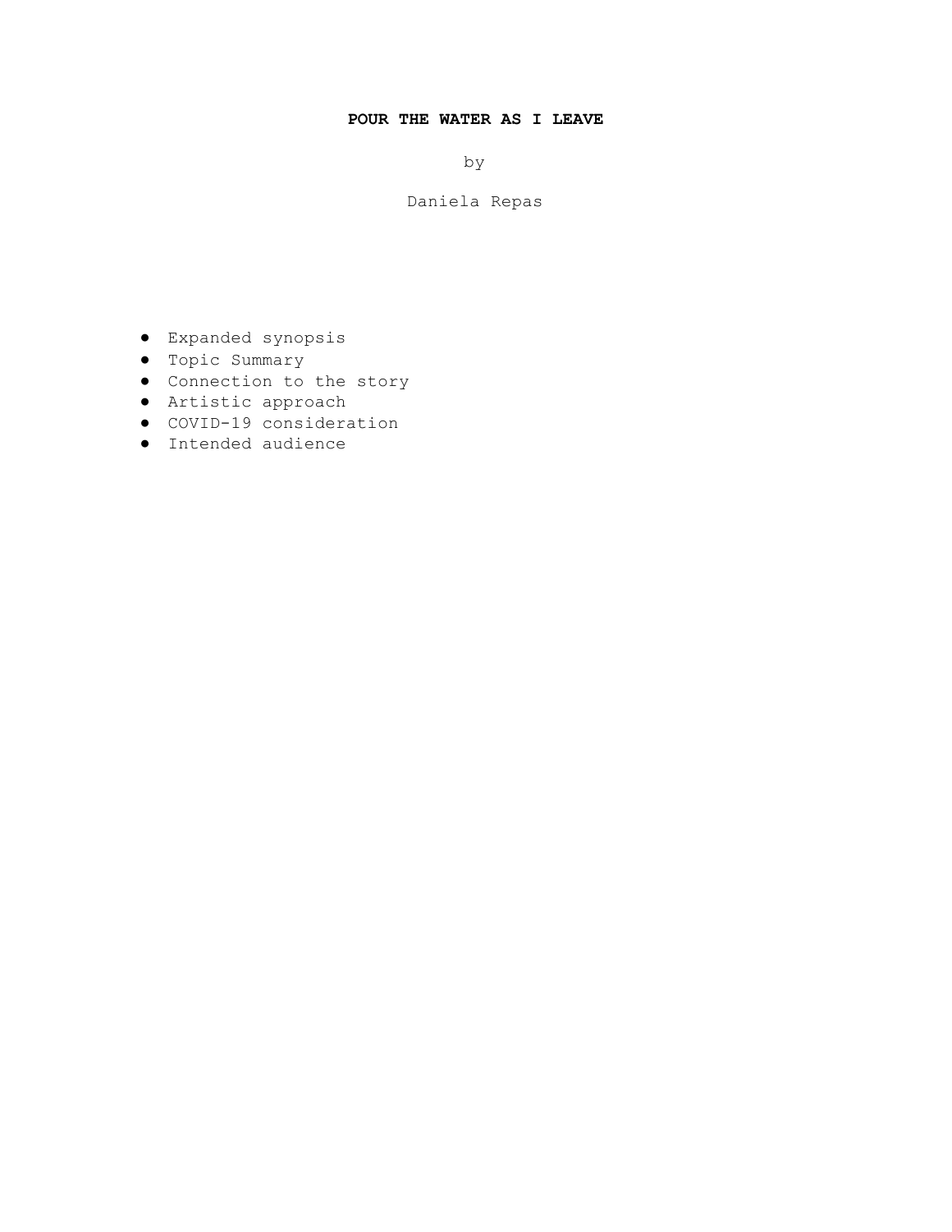# POUR THE WATER AS I LEAVE

by

Daniela Repas

- Expanded synopsis
- Topic Summary
- Connection to the story
- Artistic approach
- COVID-19 consideration
- Intended audience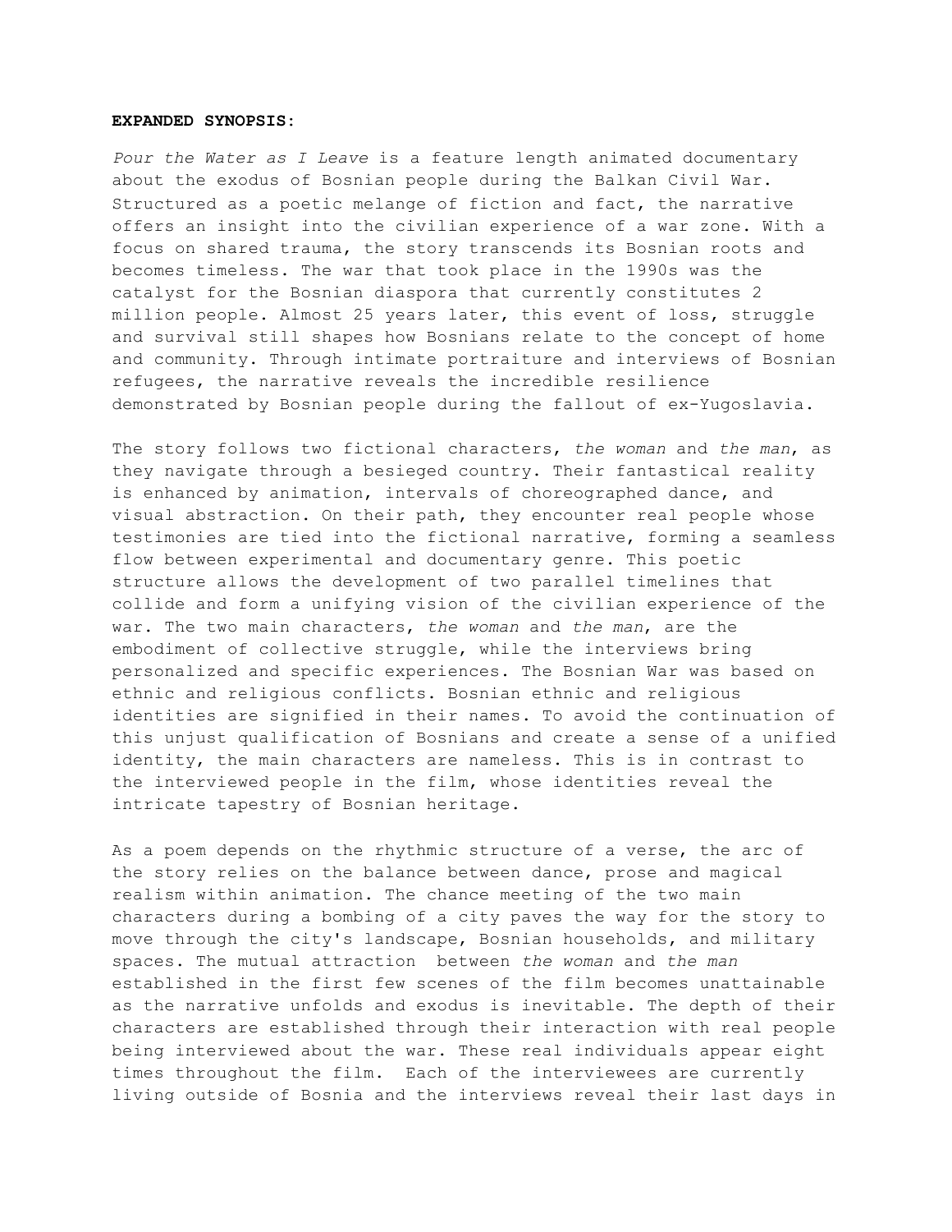**EXPANDED SYNOPSIS:**

*Pour the Water as I Leave* is a feature length animated documentary about the exodus of Bosnian people during the Balkan Civil War. Structured as a poetic melange of fiction and fact, the narrative offers an insight into the civilian experience of a war zone. With a focus on shared trauma, the story transcends its Bosnian roots and becomes timeless. The war that took place in the 1990s was the catalyst for the Bosnian diaspora that currently constitutes 2 million people. Almost 25 years later, this event of loss, struggle and survival still shapes how Bosnians relate to the concept of home and community. Through intimate portraiture and interviews of Bosnian refugees, the narrative reveals the incredible resilience demonstrated by Bosnian people during the fallout of ex-Yugoslavia.

The story follows two fictional characters, *the woman* and *the man*, as they navigate through a besieged country. Their fantastical reality is enhanced by animation, intervals of choreographed dance, and visual abstraction. On their path, they encounter real people whose testimonies are tied into the fictional narrative, forming a seamless flow between experimental and documentary genre. This poetic structure allows the development of two parallel timelines that collide and form a unifying vision of the civilian experience of the war. The two main characters, *the woman* and *the man*, are the embodiment of collective struggle, while the interviews bring personalized and specific experiences. The Bosnian War was based on ethnic and religious conflicts. Bosnian ethnic and religious identities are signified in their names. To avoid the continuation of this unjust qualification of Bosnians and create a sense of a unified identity, the main characters are nameless. This is in contrast to the interviewed people in the film, whose identities reveal the intricate tapestry of Bosnian heritage.

As a poem depends on the rhythmic structure of a verse, the arc of the story relies on the balance between dance, prose and magical realism within animation. The chance meeting of the two main characters during a bombing of a city paves the way for the story to move through the city's landscape, Bosnian households, and military spaces. The mutual attraction between *the woman* and *the man* established in the first few scenes of the film becomes unattainable as the narrative unfolds and exodus is inevitable. The depth of their characters are established through their interaction with real people being interviewed about the war. These real individuals appear eight times throughout the film. Each of the interviewees are currently living outside of Bosnia and the interviews reveal their last days in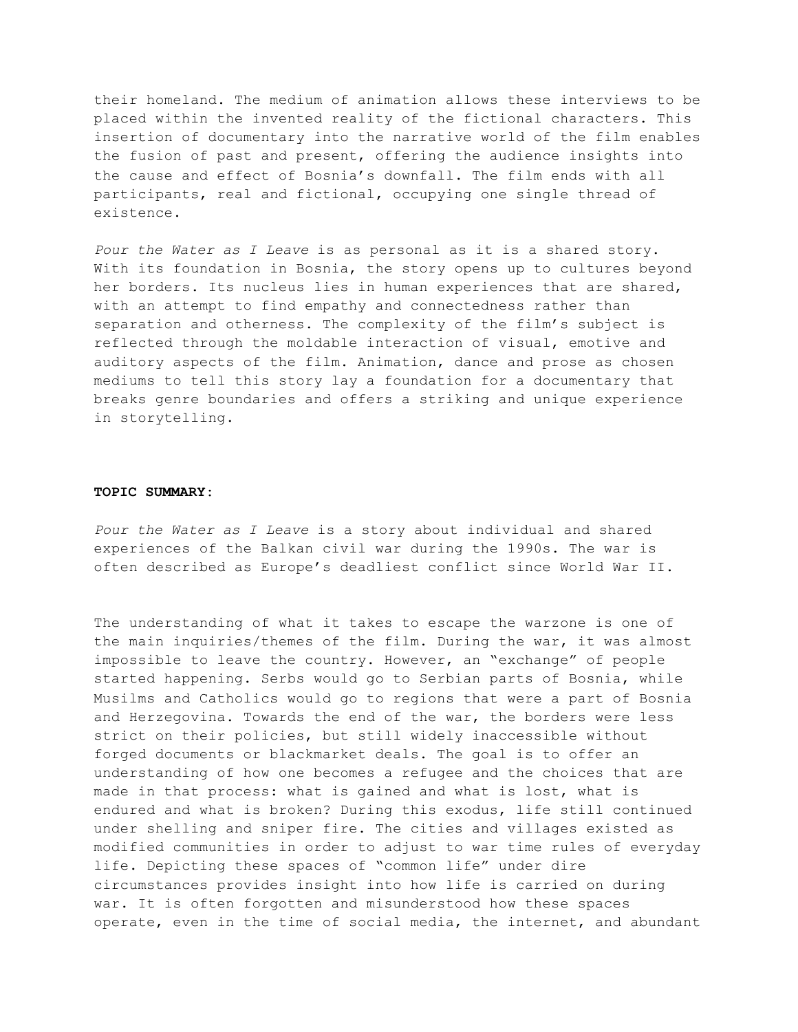their homeland. The medium of animation allows these interviews to be placed within the invented reality of the fictional characters. This insertion of documentary into the narrative world of the film enables the fusion of past and present, offering the audience insights into the cause and effect of Bosnia's downfall. The film ends with all participants, real and fictional, occupying one single thread of existence.

*Pour the Water as I Leave* is as personal as it is a shared story. With its foundation in Bosnia, the story opens up to cultures beyond her borders. Its nucleus lies in human experiences that are shared, with an attempt to find empathy and connectedness rather than separation and otherness. The complexity of the film's subject is reflected through the moldable interaction of visual, emotive and auditory aspects of the film. Animation, dance and prose as chosen mediums to tell this story lay a foundation for a documentary that breaks genre boundaries and offers a striking and unique experience in storytelling.

**TOPIC SUMMARY:**

*Pour the Water as I Leave* is a story about individual and shared experiences of the Balkan civil war during the 1990s. The war is often described as Europe's deadliest conflict since World War II.

The understanding of what it takes to escape the warzone is one of the main inquiries/themes of the film. During the war, it was almost impossible to leave the country. However, an "exchange" of people started happening. Serbs would go to Serbian parts of Bosnia, while Musilms and Catholics would go to regions that were a part of Bosnia and Herzegovina. Towards the end of the war, the borders were less strict on their policies, but still widely inaccessible without forged documents or blackmarket deals. The goal is to offer an understanding of how one becomes a refugee and the choices that are made in that process: what is gained and what is lost, what is endured and what is broken? During this exodus, life still continued under shelling and sniper fire. The cities and villages existed as modified communities in order to adjust to war time rules of everyday life. Depicting these spaces of "common life" under dire circumstances provides insight into how life is carried on during war. It is often forgotten and misunderstood how these spaces operate, even in the time of social media, the internet, and abundant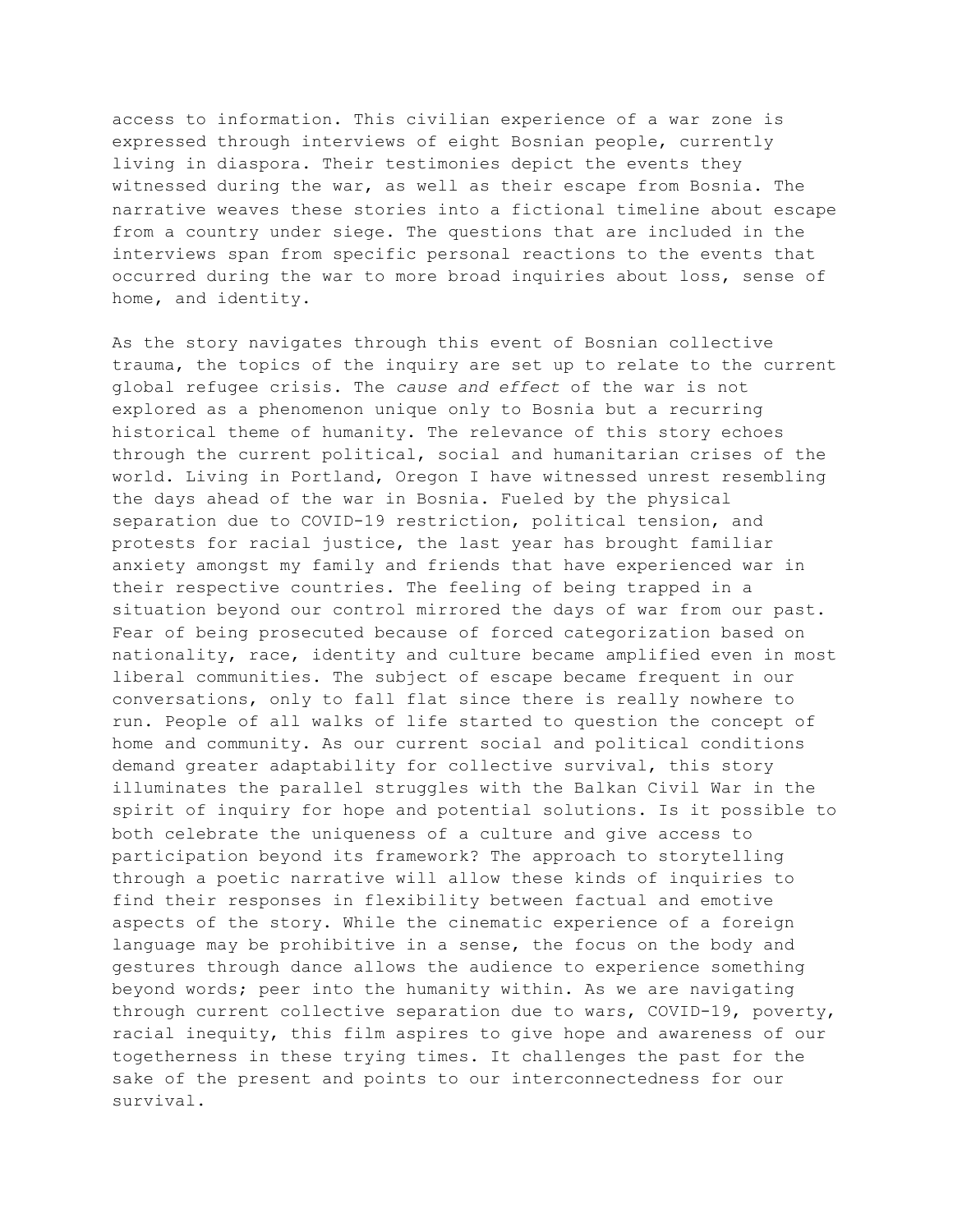access to information. This civilian experience of a war zone is expressed through interviews of eight Bosnian people, currently living in diaspora. Their testimonies depict the events they witnessed during the war, as well as their escape from Bosnia. The narrative weaves these stories into a fictional timeline about escape from a country under siege. The questions that are included in the interviews span from specific personal reactions to the events that occurred during the war to more broad inquiries about loss, sense of home, and identity.

As the story navigates through this event of Bosnian collective trauma, the topics of the inquiry are set up to relate to the current global refugee crisis. The *cause and effect* of the war is not explored as a phenomenon unique only to Bosnia but a recurring historical theme of humanity. The relevance of this story echoes through the current political, social and humanitarian crises of the world. Living in Portland, Oregon I have witnessed unrest resembling the days ahead of the war in Bosnia. Fueled by the physical separation due to COVID-19 restriction, political tension, and protests for racial justice, the last year has brought familiar anxiety amongst my family and friends that have experienced war in their respective countries. The feeling of being trapped in a situation beyond our control mirrored the days of war from our past. Fear of being prosecuted because of forced categorization based on nationality, race, identity and culture became amplified even in most liberal communities. The subject of escape became frequent in our conversations, only to fall flat since there is really nowhere to run. People of all walks of life started to question the concept of home and community. As our current social and political conditions demand greater adaptability for collective survival, this story illuminates the parallel struggles with the Balkan Civil War in the spirit of inquiry for hope and potential solutions. Is it possible to both celebrate the uniqueness of a culture and give access to participation beyond its framework? The approach to storytelling through a poetic narrative will allow these kinds of inquiries to find their responses in flexibility between factual and emotive aspects of the story. While the cinematic experience of a foreign language may be prohibitive in a sense, the focus on the body and gestures through dance allows the audience to experience something beyond words; peer into the humanity within. As we are navigating through current collective separation due to wars, COVID-19, poverty, racial inequity, this film aspires to give hope and awareness of our togetherness in these trying times. It challenges the past for the sake of the present and points to our interconnectedness for our survival.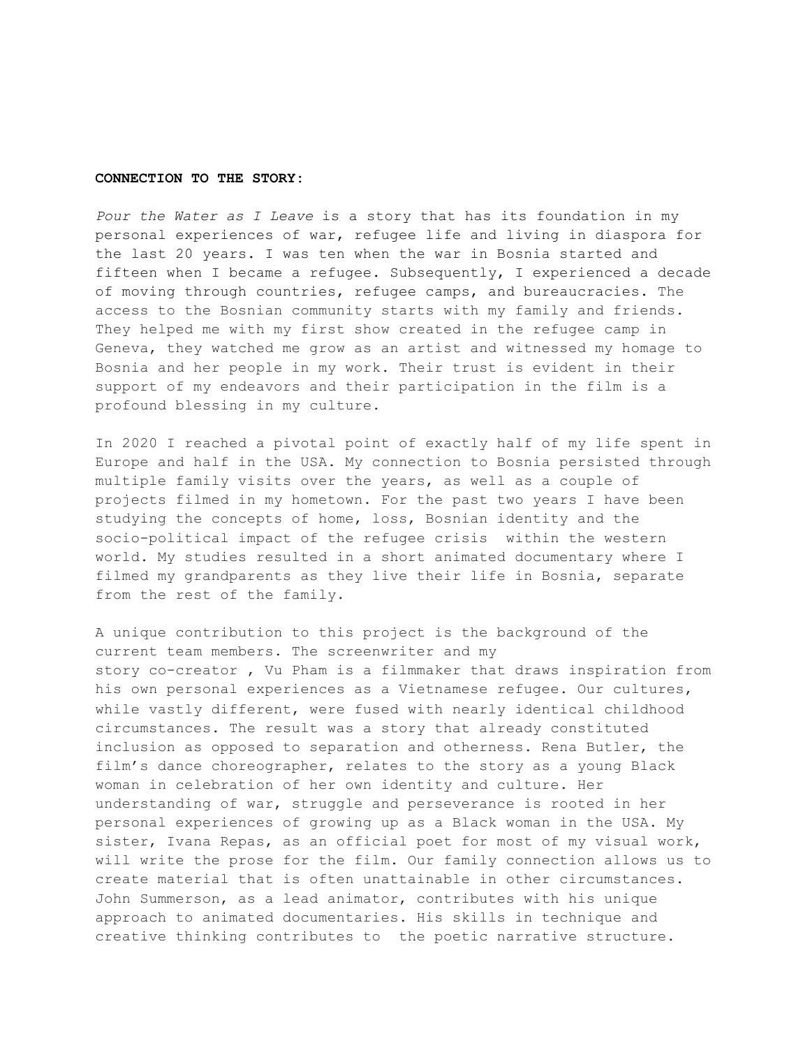**CONNECTION TO THE STORY:**

*Pour the Water as I Leave* is a story that has its foundation in my personal experiences of war, refugee life and living in diaspora for the last 20 years. I was ten when the war in Bosnia started and fifteen when I became a refugee. Subsequently, I experienced a decade of moving through countries, refugee camps, and bureaucracies. The access to the Bosnian community starts with my family and friends. They helped me with my first show created in the refugee camp in Geneva, they watched me grow as an artist and witnessed my homage to Bosnia and her people in my work. Their trust is evident in their support of my endeavors and their participation in the film is a profound blessing in my culture.

In 2020 I reached a pivotal point of exactly half of my life spent in Europe and half in the USA. My connection to Bosnia persisted through multiple family visits over the years, as well as a couple of projects filmed in my hometown. For the past two years I have been studying the concepts of home, loss, Bosnian identity and the socio-political impact of the refugee crisis within the western world. My studies resulted in a short animated documentary where I filmed my grandparents as they live their life in Bosnia, separate from the rest of the family.

A unique contribution to this project is the background of the current team members. The screenwriter and my story co-creator , Vu Pham is a filmmaker that draws inspiration from his own personal experiences as a Vietnamese refugee. Our cultures, while vastly different, were fused with nearly identical childhood circumstances. The result was a story that already constituted inclusion as opposed to separation and otherness. Rena Butler, the film's dance choreographer, relates to the story as a young Black woman in celebration of her own identity and culture. Her understanding of war, struggle and perseverance is rooted in her personal experiences of growing up as a Black woman in the USA. My sister, Ivana Repas, as an official poet for most of my visual work, will write the prose for the film. Our family connection allows us to create material that is often unattainable in other circumstances. John Summerson, as a lead animator, contributes with his unique approach to animated documentaries. His skills in technique and creative thinking contributes to the poetic narrative structure.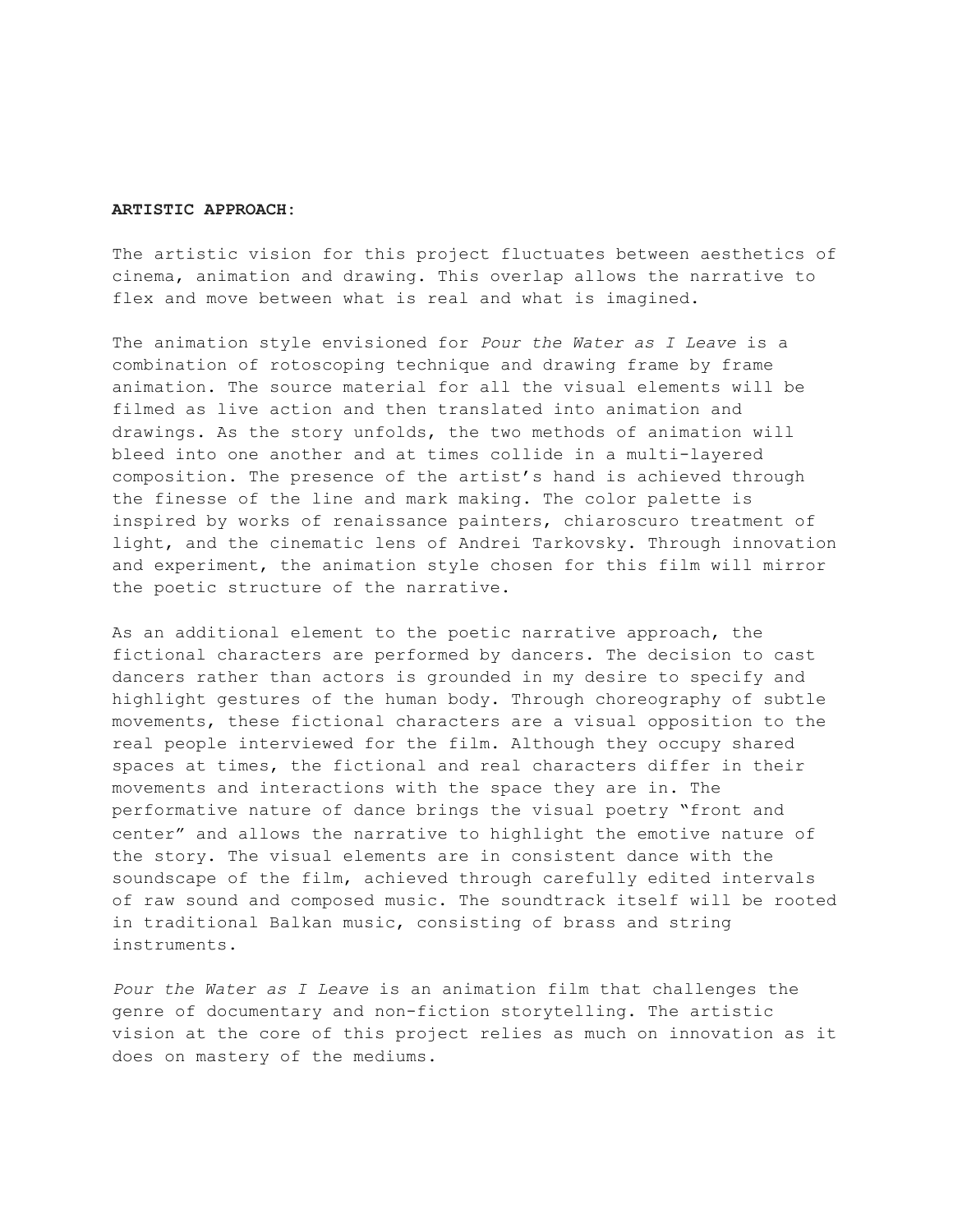**ARTISTIC APPROACH:**

The artistic vision for this project fluctuates between aesthetics of cinema, animation and drawing. This overlap allows the narrative to flex and move between what is real and what is imagined.

The animation style envisioned for *Pour the Water as I Leave* is a combination of rotoscoping technique and drawing frame by frame animation. The source material for all the visual elements will be filmed as live action and then translated into animation and drawings. As the story unfolds, the two methods of animation will bleed into one another and at times collide in a multi-layered composition. The presence of the artist's hand is achieved through the finesse of the line and mark making. The color palette is inspired by works of renaissance painters, chiaroscuro treatment of light, and the cinematic lens of Andrei Tarkovsky. Through innovation and experiment, the animation style chosen for this film will mirror the poetic structure of the narrative.

As an additional element to the poetic narrative approach, the fictional characters are performed by dancers. The decision to cast dancers rather than actors is grounded in my desire to specify and highlight gestures of the human body. Through choreography of subtle movements, these fictional characters are a visual opposition to the real people interviewed for the film. Although they occupy shared spaces at times, the fictional and real characters differ in their movements and interactions with the space they are in. The performative nature of dance brings the visual poetry "front and center" and allows the narrative to highlight the emotive nature of the story. The visual elements are in consistent dance with the soundscape of the film, achieved through carefully edited intervals of raw sound and composed music. The soundtrack itself will be rooted in traditional Balkan music, consisting of brass and string instruments.

*Pour the Water as I Leave* is an animation film that challenges the genre of documentary and non-fiction storytelling. The artistic vision at the core of this project relies as much on innovation as it does on mastery of the mediums.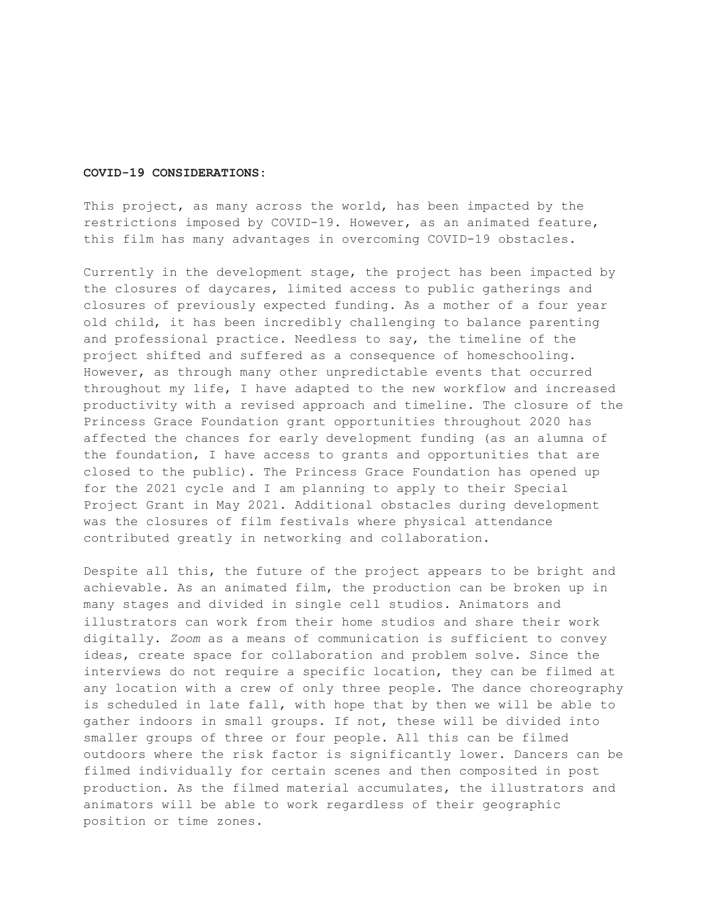**COVID-19 CONSIDERATIONS:**

This project, as many across the world, has been impacted by the restrictions imposed by COVID-19. However, as an animated feature, this film has many advantages in overcoming COVID-19 obstacles.

Currently in the development stage, the project has been impacted by the closures of daycares, limited access to public gatherings and closures of previously expected funding. As a mother of a four year old child, it has been incredibly challenging to balance parenting and professional practice. Needless to say, the timeline of the project shifted and suffered as a consequence of homeschooling. However, as through many other unpredictable events that occurred throughout my life, I have adapted to the new workflow and increased productivity with a revised approach and timeline. The closure of the Princess Grace Foundation grant opportunities throughout 2020 has affected the chances for early development funding (as an alumna of the foundation, I have access to grants and opportunities that are closed to the public). The Princess Grace Foundation has opened up for the 2021 cycle and I am planning to apply to their Special Project Grant in May 2021. Additional obstacles during development was the closures of film festivals where physical attendance contributed greatly in networking and collaboration.

Despite all this, the future of the project appears to be bright and achievable. As an animated film, the production can be broken up in many stages and divided in single cell studios. Animators and illustrators can work from their home studios and share their work digitally. *Zoom* as a means of communication is sufficient to convey ideas, create space for collaboration and problem solve. Since the interviews do not require a specific location, they can be filmed at any location with a crew of only three people. The dance choreography is scheduled in late fall, with hope that by then we will be able to gather indoors in small groups. If not, these will be divided into smaller groups of three or four people. All this can be filmed outdoors where the risk factor is significantly lower. Dancers can be filmed individually for certain scenes and then composited in post production. As the filmed material accumulates, the illustrators and animators will be able to work regardless of their geographic position or time zones.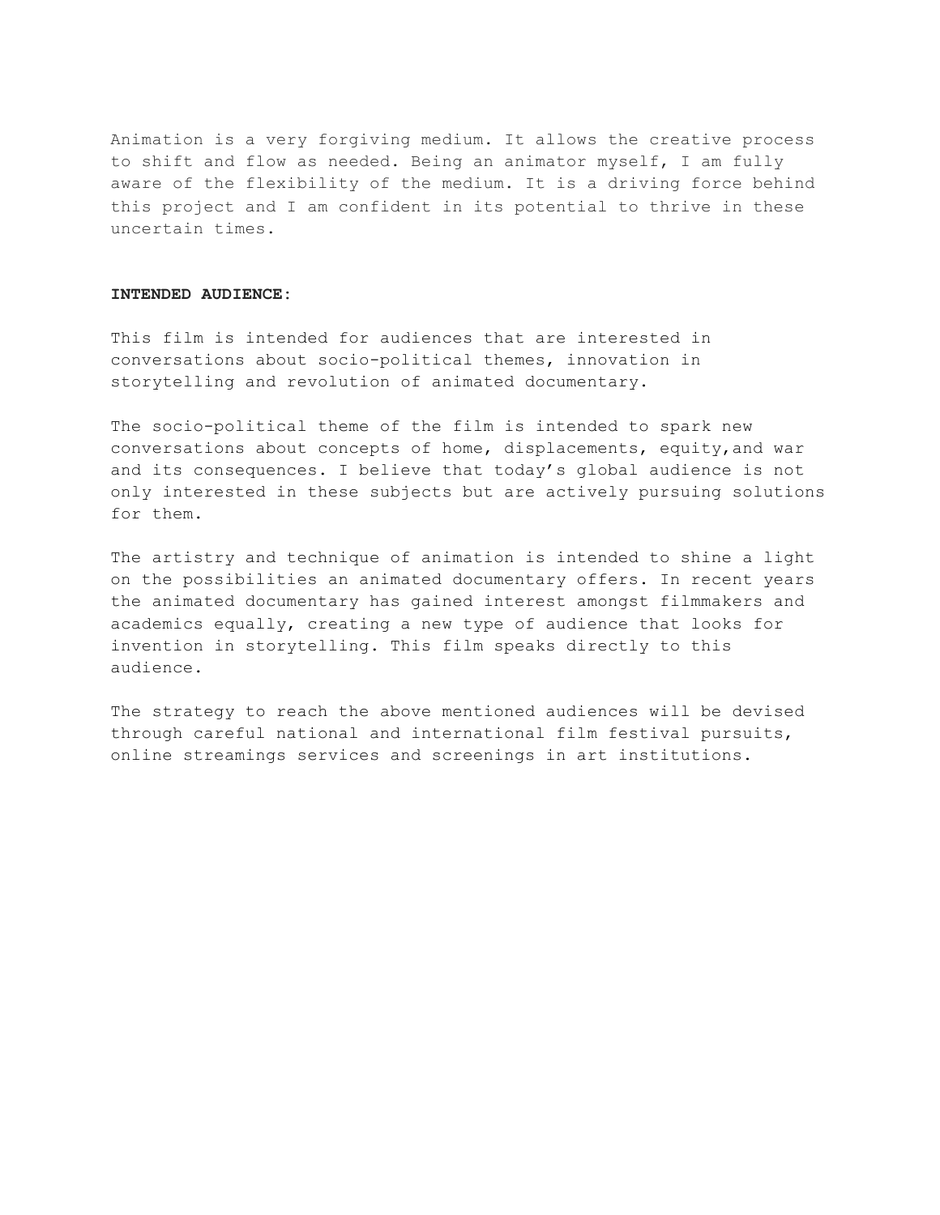Animation is a very forgiving medium. It allows the creative process to shift and flow as needed. Being an animator myself, I am fully aware of the flexibility of the medium. It is a driving force behind this project and I am confident in its potential to thrive in these uncertain times.

**INTENDED AUDIENCE:**

This film is intended for audiences that are interested in conversations about socio-political themes, innovation in storytelling and revolution of animated documentary.

The socio-political theme of the film is intended to spark new conversations about concepts of home, displacements, equity,and war and its consequences. I believe that today's global audience is not only interested in these subjects but are actively pursuing solutions for them.

The artistry and technique of animation is intended to shine a light on the possibilities an animated documentary offers. In recent years the animated documentary has gained interest amongst filmmakers and academics equally, creating a new type of audience that looks for invention in storytelling. This film speaks directly to this audience.

The strategy to reach the above mentioned audiences will be devised through careful national and international film festival pursuits, online streamings services and screenings in art institutions.